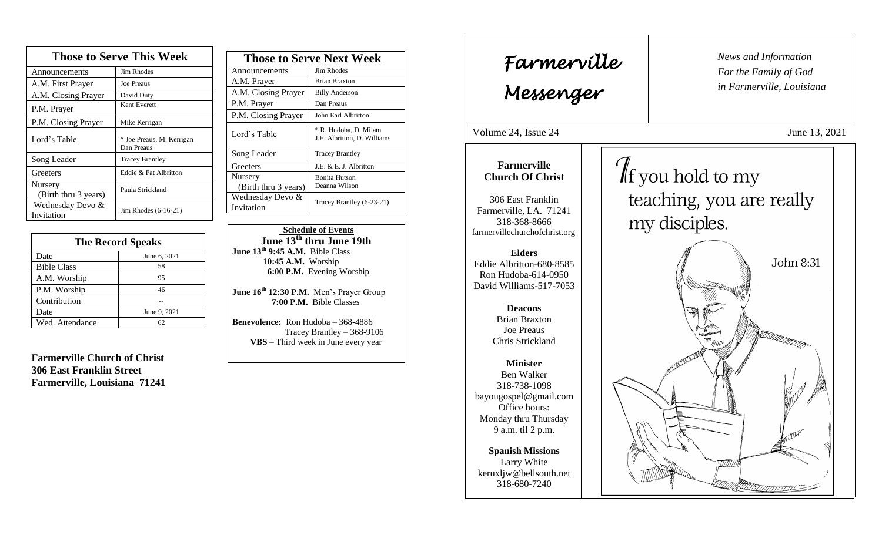## Those to Serve This Week

| Those to Serve This Week | |
|---|---|
| Announcements | Jim Rhodes |
| A.M. First Prayer | Joe Preaus |
| A.M. Closing Prayer | David Duty |
| P.M. Prayer | Kent Everett |
| P.M. Closing Prayer | Mike Kerrigan |
| Lord's Table | * Joe Preaus, M. Kerrigan Dan Preaus |
| Song Leader | Tracey Brantley |
| Greeters | Eddie & Pat Albritton |
| Nursery (Birth thru 3 years) | Paula Strickland |
| Wednesday Devo & Invitation | Jim Rhodes (6-16-21) |

## The Record Speaks

| The Record Speaks | |
|---|---|
| Date | June 6, 2021 |
| Bible Class | 58 |
| A.M. Worship | 95 |
| P.M. Worship | 46 |
| Contribution | -- |
| Date | June 9, 2021 |
| Wed. Attendance | 62 |

**Farmerville Church of Christ**
**306 East Franklin Street**
**Farmerville, Louisiana 71241**

## Those to Serve Next Week

| Those to Serve Next Week | |
|---|---|
| Announcements | Jim Rhodes |
| A.M. Prayer | Brian Braxton |
| A.M. Closing Prayer | Billy Anderson |
| P.M. Prayer | Dan Preaus |
| P.M. Closing Prayer | John Earl Albritton |
| Lord's Table | * R. Hudoba, D. Milam J.E. Albritton, D. Williams |
| Song Leader | Tracey Brantley |
| Greeters | J.E. & E. J. Albritton |
| Nursery (Birth thru 3 years) | Bonita Hutson Deanna Wilson |
| Wednesday Devo & Invitation | Tracey Brantley (6-23-21) |

**Schedule of Events**

**June 13th thru June 19th**

**June 13th 9:45 A.M.** Bible Class
**10:45 A.M.** Worship
**6:00 P.M.** Evening Worship

**June 16th 12:30 P.M.** Men's Prayer Group
**7:00 P.M.** Bible Classes

**Benevolence:** Ron Hudoba – 368-4886
Tracey Brantley – 368-9106
**VBS** – Third week in June every year

# Farmerville Messenger

*News and Information For the Family of God in Farmerville, Louisiana*

Volume 24, Issue 24 — June 13, 2021

**Farmerville Church Of Christ**

306 East Franklin
Farmerville, LA. 71241
318-368-8666
farmervillechurchofchrist.org

**Elders**
Eddie Albritton-680-8585
Ron Hudoba-614-0950
David Williams-517-7053

**Deacons**
Brian Braxton
Joe Preaus
Chris Strickland

**Minister**
Ben Walker
318-738-1098
bayougospel@gmail.com
Office hours:
Monday thru Thursday
9 a.m. til 2 p.m.

**Spanish Missions**
Larry White
keruxljw@bellsouth.net
318-680-7240

If you hold to my teaching, you are really my disciples.

John 8:31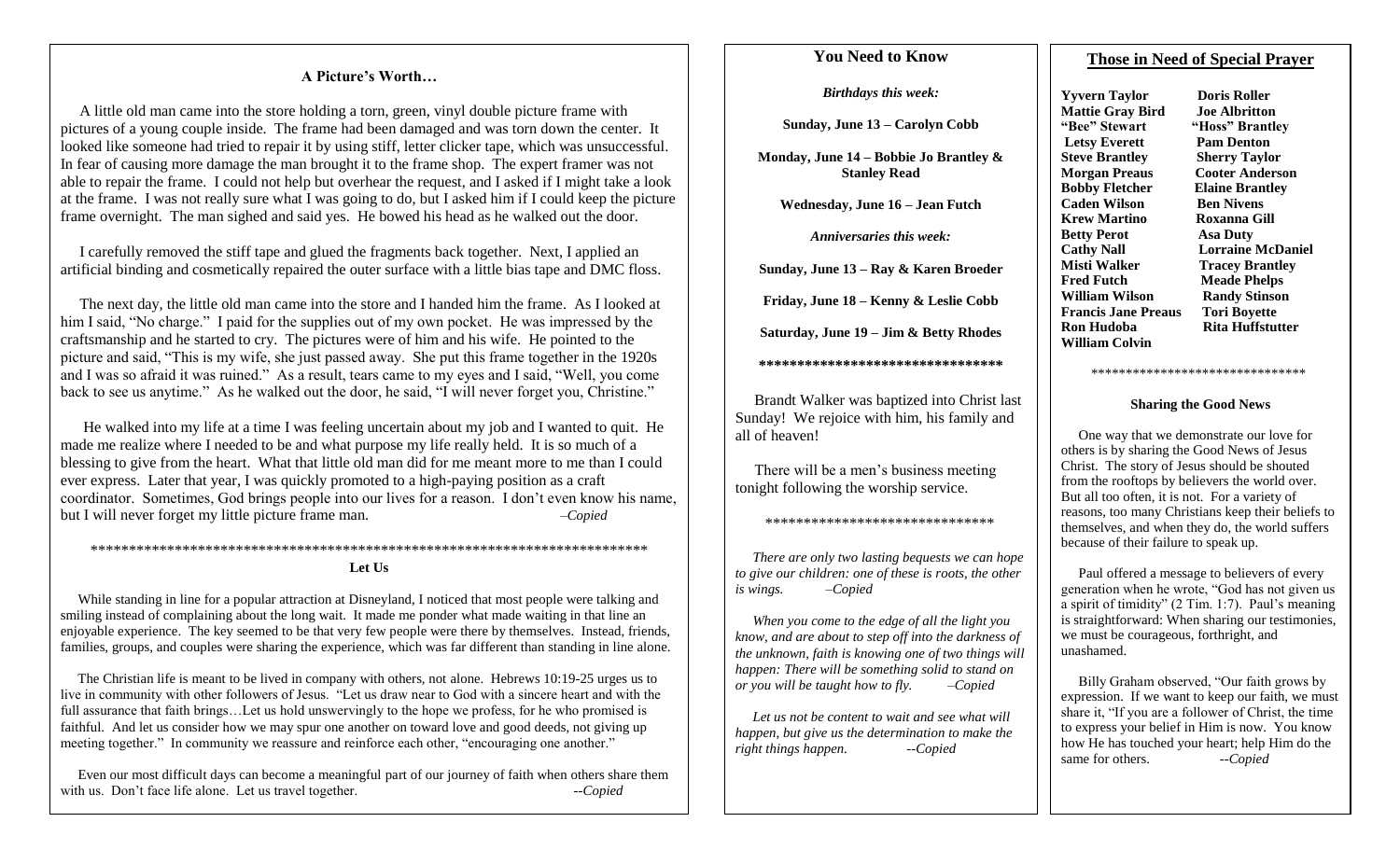### A Picture's Worth…

A little old man came into the store holding a torn, green, vinyl double picture frame with pictures of a young couple inside. The frame had been damaged and was torn down the center. It looked like someone had tried to repair it by using stiff, letter clicker tape, which was unsuccessful. In fear of causing more damage the man brought it to the frame shop. The expert framer was not able to repair the frame. I could not help but overhear the request, and I asked if I might take a look at the frame. I was not really sure what I was going to do, but I asked him if I could keep the picture frame overnight. The man sighed and said yes. He bowed his head as he walked out the door.

I carefully removed the stiff tape and glued the fragments back together. Next, I applied an artificial binding and cosmetically repaired the outer surface with a little bias tape and DMC floss.

The next day, the little old man came into the store and I handed him the frame. As I looked at him I said, "No charge." I paid for the supplies out of my own pocket. He was impressed by the craftsmanship and he started to cry. The pictures were of him and his wife. He pointed to the picture and said, "This is my wife, she just passed away. She put this frame together in the 1920s and I was so afraid it was ruined." As a result, tears came to my eyes and I said, "Well, you come back to see us anytime." As he walked out the door, he said, "I will never forget you, Christine."

He walked into my life at a time I was feeling uncertain about my job and I wanted to quit. He made me realize where I needed to be and what purpose my life really held. It is so much of a blessing to give from the heart. What that little old man did for me meant more to me than I could ever express. Later that year, I was quickly promoted to a high-paying position as a craft coordinator. Sometimes, God brings people into our lives for a reason. I don't even know his name, but I will never forget my little picture frame man. *–Copied*

\*\*\*\*\*\*\*\*\*\*\*\*\*\*\*\*\*\*\*\*\*\*\*\*\*\*\*\*\*\*\*\*\*\*\*\*\*\*\*\*\*\*\*\*\*\*\*\*\*\*\*\*\*\*\*\*\*\*\*\*\*\*\*\*\*\*\*\*\*\*\*\*\*\*\*\*\*\*

### Let Us

While standing in line for a popular attraction at Disneyland, I noticed that most people were talking and smiling instead of complaining about the long wait. It made me ponder what made waiting in that line an enjoyable experience. The key seemed to be that very few people were there by themselves. Instead, friends, families, groups, and couples were sharing the experience, which was far different than standing in line alone.

The Christian life is meant to be lived in company with others, not alone. Hebrews 10:19-25 urges us to live in community with other followers of Jesus. "Let us draw near to God with a sincere heart and with the full assurance that faith brings…Let us hold unswervingly to the hope we profess, for he who promised is faithful. And let us consider how we may spur one another on toward love and good deeds, not giving up meeting together." In community we reassure and reinforce each other, "encouraging one another."

Even our most difficult days can become a meaningful part of our journey of faith when others share them with us. Don't face life alone. Let us travel together. *--Copied*

### You Need to Know

***Birthdays this week:***

**Sunday, June 13 – Carolyn Cobb**

**Monday, June 14 – Bobbie Jo Brantley & Stanley Read**

**Wednesday, June 16 – Jean Futch**

***Anniversaries this week:***

**Sunday, June 13 – Ray & Karen Broeder**

**Friday, June 18 – Kenny & Leslie Cobb**

**Saturday, June 19 – Jim & Betty Rhodes**

\*\*\*\*\*\*\*\*\*\*\*\*\*\*\*\*\*\*\*\*\*\*\*\*\*\*\*\*\*\*\*\*

Brandt Walker was baptized into Christ last Sunday! We rejoice with him, his family and all of heaven!

There will be a men's business meeting tonight following the worship service.

\*\*\*\*\*\*\*\*\*\*\*\*\*\*\*\*\*\*\*\*\*\*\*\*\*\*\*\*\*\*\*

*There are only two lasting bequests we can hope to give our children: one of these is roots, the other is wings. –Copied*

*When you come to the edge of all the light you know, and are about to step off into the darkness of the unknown, faith is knowing one of two things will happen: There will be something solid to stand on or you will be taught how to fly. –Copied*

*Let us not be content to wait and see what will happen, but give us the determination to make the right things happen. --Copied*

### Those in Need of Special Prayer

| | |
|---|---|
| **Yyvern Taylor** | **Doris Roller** |
| **Mattie Gray Bird** | **Joe Albritton** |
| **"Bee" Stewart** | **"Hoss" Brantley** |
| **Letsy Everett** | **Pam Denton** |
| **Steve Brantley** | **Sherry Taylor** |
| **Morgan Preaus** | **Cooter Anderson** |
| **Bobby Fletcher** | **Elaine Brantley** |
| **Caden Wilson** | **Ben Nivens** |
| **Krew Martino** | **Roxanna Gill** |
| **Betty Perot** | **Asa Duty** |
| **Cathy Nall** | **Lorraine McDaniel** |
| **Misti Walker** | **Tracey Brantley** |
| **Fred Futch** | **Meade Phelps** |
| **William Wilson** | **Randy Stinson** |
| **Francis Jane Preaus** | **Tori Boyette** |
| **Ron Hudoba** | **Rita Huffstutter** |
| **William Colvin** | |

\*\*\*\*\*\*\*\*\*\*\*\*\*\*\*\*\*\*\*\*\*\*\*\*\*\*\*\*\*\*\*

#### Sharing the Good News

One way that we demonstrate our love for others is by sharing the Good News of Jesus Christ. The story of Jesus should be shouted from the rooftops by believers the world over. But all too often, it is not. For a variety of reasons, too many Christians keep their beliefs to themselves, and when they do, the world suffers because of their failure to speak up.

Paul offered a message to believers of every generation when he wrote, "God has not given us a spirit of timidity" (2 Tim. 1:7). Paul's meaning is straightforward: When sharing our testimonies, we must be courageous, forthright, and unashamed.

Billy Graham observed, "Our faith grows by expression. If we want to keep our faith, we must share it, "If you are a follower of Christ, the time to express your belief in Him is now. You know how He has touched your heart; help Him do the same for others. *--Copied*